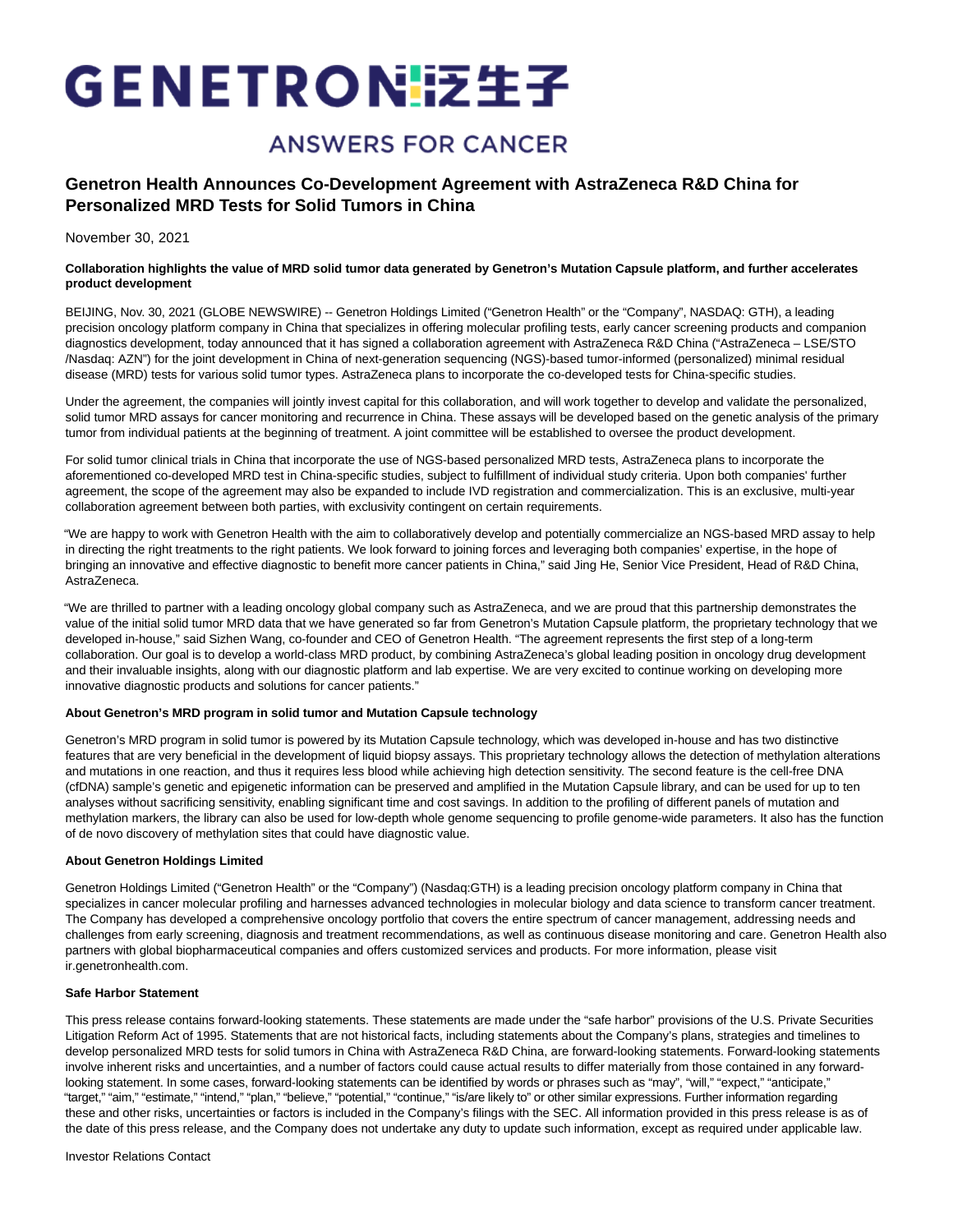# GENETRON 泛生子

ANSWERS FOR CANCER

## Genetron Health Announces Co-Development Agreement with AstraZeneca R&D China for Personalized MRD Tests for Solid Tumors in China

November 30, 2021

**Collaboration highlights the value of MRD solid tumor data generated by Genetron's Mutation Capsule platform, and further accelerates product development**

BEIJING, Nov. 30, 2021 (GLOBE NEWSWIRE) -- Genetron Holdings Limited ("Genetron Health" or the "Company", NASDAQ: GTH), a leading precision oncology platform company in China that specializes in offering molecular profiling tests, early cancer screening products and companion diagnostics development, today announced that it has signed a collaboration agreement with AstraZeneca R&D China ("AstraZeneca – LSE/STO /Nasdaq: AZN") for the joint development in China of next-generation sequencing (NGS)-based tumor-informed (personalized) minimal residual disease (MRD) tests for various solid tumor types. AstraZeneca plans to incorporate the co-developed tests for China-specific studies.

Under the agreement, the companies will jointly invest capital for this collaboration, and will work together to develop and validate the personalized, solid tumor MRD assays for cancer monitoring and recurrence in China. These assays will be developed based on the genetic analysis of the primary tumor from individual patients at the beginning of treatment. A joint committee will be established to oversee the product development.

For solid tumor clinical trials in China that incorporate the use of NGS-based personalized MRD tests, AstraZeneca plans to incorporate the aforementioned co-developed MRD test in China-specific studies, subject to fulfillment of individual study criteria. Upon both companies' further agreement, the scope of the agreement may also be expanded to include IVD registration and commercialization. This is an exclusive, multi-year collaboration agreement between both parties, with exclusivity contingent on certain requirements.

"We are happy to work with Genetron Health with the aim to collaboratively develop and potentially commercialize an NGS-based MRD assay to help in directing the right treatments to the right patients. We look forward to joining forces and leveraging both companies' expertise, in the hope of bringing an innovative and effective diagnostic to benefit more cancer patients in China," said Jing He, Senior Vice President, Head of R&D China, AstraZeneca.

"We are thrilled to partner with a leading oncology global company such as AstraZeneca, and we are proud that this partnership demonstrates the value of the initial solid tumor MRD data that we have generated so far from Genetron's Mutation Capsule platform, the proprietary technology that we developed in-house," said Sizhen Wang, co-founder and CEO of Genetron Health. "The agreement represents the first step of a long-term collaboration. Our goal is to develop a world-class MRD product, by combining AstraZeneca's global leading position in oncology drug development and their invaluable insights, along with our diagnostic platform and lab expertise. We are very excited to continue working on developing more innovative diagnostic products and solutions for cancer patients."

**About Genetron's MRD program in solid tumor and Mutation Capsule technology**

Genetron's MRD program in solid tumor is powered by its Mutation Capsule technology, which was developed in-house and has two distinctive features that are very beneficial in the development of liquid biopsy assays. This proprietary technology allows the detection of methylation alterations and mutations in one reaction, and thus it requires less blood while achieving high detection sensitivity. The second feature is the cell-free DNA (cfDNA) sample's genetic and epigenetic information can be preserved and amplified in the Mutation Capsule library, and can be used for up to ten analyses without sacrificing sensitivity, enabling significant time and cost savings. In addition to the profiling of different panels of mutation and methylation markers, the library can also be used for low-depth whole genome sequencing to profile genome-wide parameters. It also has the function of de novo discovery of methylation sites that could have diagnostic value.

**About Genetron Holdings Limited**

Genetron Holdings Limited ("Genetron Health" or the "Company") (Nasdaq:GTH) is a leading precision oncology platform company in China that specializes in cancer molecular profiling and harnesses advanced technologies in molecular biology and data science to transform cancer treatment. The Company has developed a comprehensive oncology portfolio that covers the entire spectrum of cancer management, addressing needs and challenges from early screening, diagnosis and treatment recommendations, as well as continuous disease monitoring and care. Genetron Health also partners with global biopharmaceutical companies and offers customized services and products. For more information, please visit ir.genetronhealth.com.

**Safe Harbor Statement**

This press release contains forward-looking statements. These statements are made under the "safe harbor" provisions of the U.S. Private Securities Litigation Reform Act of 1995. Statements that are not historical facts, including statements about the Company's plans, strategies and timelines to develop personalized MRD tests for solid tumors in China with AstraZeneca R&D China, are forward-looking statements. Forward-looking statements involve inherent risks and uncertainties, and a number of factors could cause actual results to differ materially from those contained in any forward-looking statement. In some cases, forward-looking statements can be identified by words or phrases such as "may", "will," "expect," "anticipate," "target," "aim," "estimate," "intend," "plan," "believe," "potential," "continue," "is/are likely to" or other similar expressions. Further information regarding these and other risks, uncertainties or factors is included in the Company's filings with the SEC. All information provided in this press release is as of the date of this press release, and the Company does not undertake any duty to update such information, except as required under applicable law.

Investor Relations Contact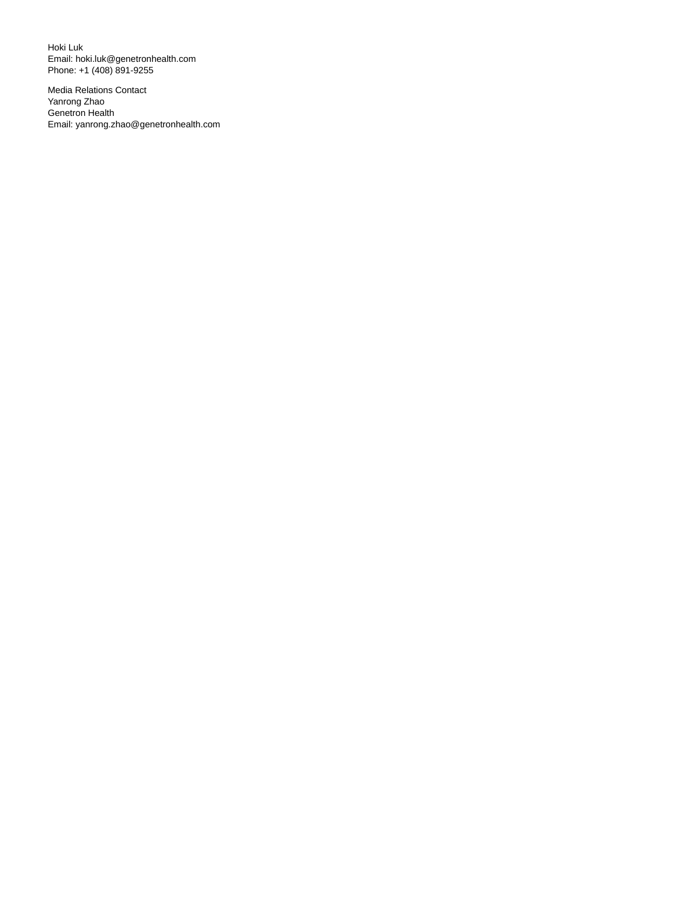Hoki Luk
Email: hoki.luk@genetronhealth.com
Phone: +1 (408) 891-9255

Media Relations Contact
Yanrong Zhao
Genetron Health
Email: yanrong.zhao@genetronhealth.com